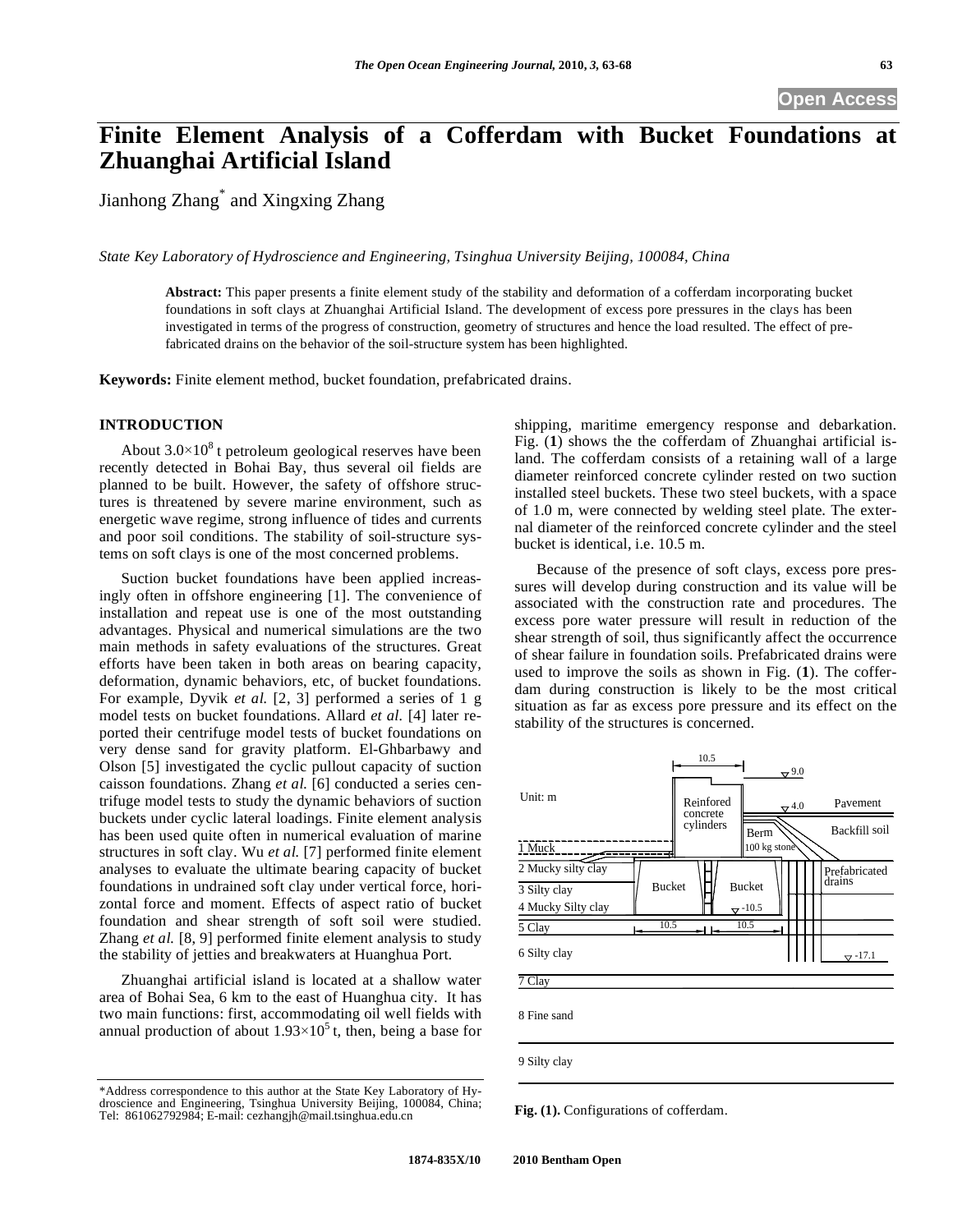# Finite Element Analysis of a Cofferdam with Bucket Foundations at Zhuanghai Artificial Island

Jianhong Zhang* and Xingxing Zhang

*State Key Laboratory of Hydroscience and Engineering, Tsinghua University Beijing, 100084, China*

**Abstract:** This paper presents a finite element study of the stability and deformation of a cofferdam incorporating bucket foundations in soft clays at Zhuanghai Artificial Island. The development of excess pore pressures in the clays has been investigated in terms of the progress of construction, geometry of structures and hence the load resulted. The effect of prefabricated drains on the behavior of the soil-structure system has been highlighted.

**Keywords:** Finite element method, bucket foundation, prefabricated drains.

## INTRODUCTION

About $3.0\times10^8$ t petroleum geological reserves have been recently detected in Bohai Bay, thus several oil fields are planned to be built. However, the safety of offshore structures is threatened by severe marine environment, such as energetic wave regime, strong influence of tides and currents and poor soil conditions. The stability of soil-structure systems on soft clays is one of the most concerned problems.

Suction bucket foundations have been applied increasingly often in offshore engineering [1]. The convenience of installation and repeat use is one of the most outstanding advantages. Physical and numerical simulations are the two main methods in safety evaluations of the structures. Great efforts have been taken in both areas on bearing capacity, deformation, dynamic behaviors, etc, of bucket foundations. For example, Dyvik *et al.* [2, 3] performed a series of 1 g model tests on bucket foundations. Allard *et al.* [4] later reported their centrifuge model tests of bucket foundations on very dense sand for gravity platform. El-Ghbarbawy and Olson [5] investigated the cyclic pullout capacity of suction caisson foundations. Zhang *et al.* [6] conducted a series centrifuge model tests to study the dynamic behaviors of suction buckets under cyclic lateral loadings. Finite element analysis has been used quite often in numerical evaluation of marine structures in soft clay. Wu *et al.* [7] performed finite element analyses to evaluate the ultimate bearing capacity of bucket foundations in undrained soft clay under vertical force, horizontal force and moment. Effects of aspect ratio of bucket foundation and shear strength of soft soil were studied. Zhang *et al.* [8, 9] performed finite element analysis to study the stability of jetties and breakwaters at Huanghua Port.

Zhuanghai artificial island is located at a shallow water area of Bohai Sea, 6 km to the east of Huanghua city. It has two main functions: first, accommodating oil well fields with annual production of about $1.93\times10^5$ t, then, being a base for shipping, maritime emergency response and debarkation. Fig. (**1**) shows the the cofferdam of Zhuanghai artificial island. The cofferdam consists of a retaining wall of a large diameter reinforced concrete cylinder rested on two suction installed steel buckets. These two steel buckets, with a space of 1.0 m, were connected by welding steel plate. The external diameter of the reinforced concrete cylinder and the steel bucket is identical, i.e. 10.5 m.

Because of the presence of soft clays, excess pore pressures will develop during construction and its value will be associated with the construction rate and procedures. The excess pore water pressure will result in reduction of the shear strength of soil, thus significantly affect the occurrence of shear failure in foundation soils. Prefabricated drains were used to improve the soils as shown in Fig. (**1**). The cofferdam during construction is likely to be the most critical situation as far as excess pore pressure and its effect on the stability of the structures is concerned.

**Fig. (1).** Configurations of cofferdam.

*Address correspondence to this author at the State Key Laboratory of Hydroscience and Engineering, Tsinghua University Beijing, 100084, China; Tel: 861062792984; E-mail: cezhangjh@mail.tsinghua.edu.cn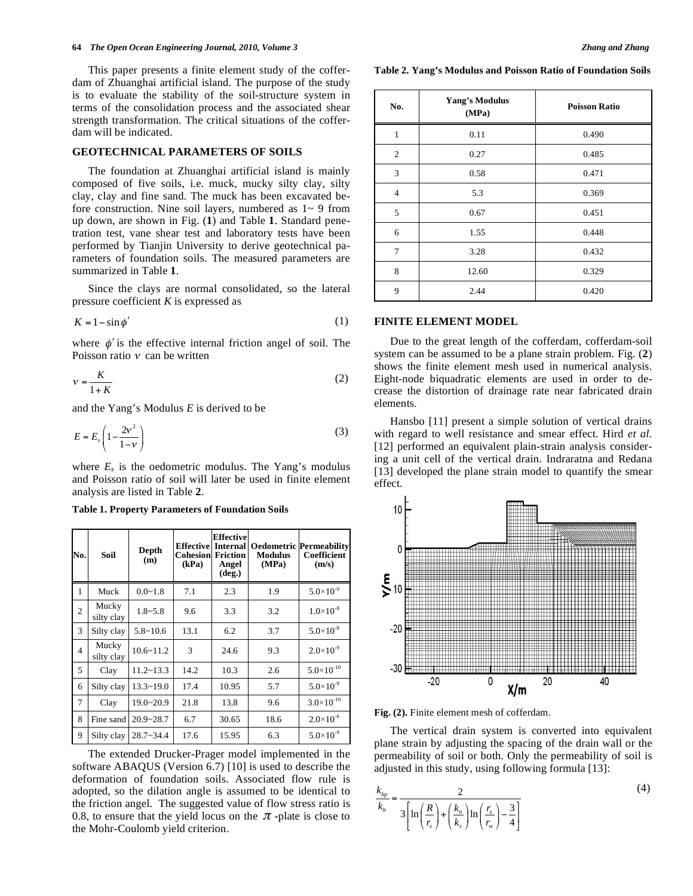This paper presents a finite element study of the cofferdam of Zhuanghai artificial island. The purpose of the study is to evaluate the stability of the soil-structure system in terms of the consolidation process and the associated shear strength transformation. The critical situations of the cofferdam will be indicated.

## GEOTECHNICAL PARAMETERS OF SOILS

The foundation at Zhuanghai artificial island is mainly composed of five soils, i.e. muck, mucky silty clay, silty clay, clay and fine sand. The muck has been excavated before construction. Nine soil layers, numbered as 1~ 9 from up down, are shown in Fig. (**1**) and Table **1**. Standard penetration test, vane shear test and laboratory tests have been performed by Tianjin University to derive geotechnical parameters of foundation soils. The measured parameters are summarized in Table **1**.

Since the clays are normal consolidated, so the lateral pressure coefficient $K$ is expressed as

$$K = 1 - \sin\phi' \tag{1}$$

where $\phi'$ is the effective internal friction angel of soil. The Poisson ratio $\nu$ can be written

$$\nu = \frac{K}{1+K} \tag{2}$$

and the Yang's Modulus $E$ is derived to be

$$E = E_s\left(1 - \frac{2\nu^2}{1-\nu}\right) \tag{3}$$

where $E_s$ is the oedometric modulus. The Yang's modulus and Poisson ratio of soil will later be used in finite element analysis are listed in Table **2**.

**Table 1. Property Parameters of Foundation Soils**

| No. | Soil | Depth (m) | Effective Cohesion (kPa) | Effective Internal Friction Angel (deg.) | Oedometric Modulus (MPa) | Permeability Coefficient (m/s) |
|---|---|---|---|---|---|---|
| 1 | Muck | 0.0~1.8 | 7.1 | 2.3 | 1.9 | $5.0\times10^{-9}$ |
| 2 | Mucky silty clay | 1.8~5.8 | 9.6 | 3.3 | 3.2 | $1.0\times10^{-8}$ |
| 3 | Silty clay | 5.8~10.6 | 13.1 | 6.2 | 3.7 | $5.0\times10^{-8}$ |
| 4 | Mucky silty clay | 10.6~11.2 | 3 | 24.6 | 9.3 | $2.0\times10^{-9}$ |
| 5 | Clay | 11.2~13.3 | 14.2 | 10.3 | 2.6 | $5.0\times10^{-10}$ |
| 6 | Silty clay | 13.3~19.0 | 17.4 | 10.95 | 5.7 | $5.0\times10^{-9}$ |
| 7 | Clay | 19.0~20.9 | 21.8 | 13.8 | 9.6 | $3.0\times10^{-10}$ |
| 8 | Fine sand | 20.9~28.7 | 6.7 | 30.65 | 18.6 | $2.0\times10^{-6}$ |
| 9 | Silty clay | 28.7~34.4 | 17.6 | 15.95 | 6.3 | $5.0\times10^{-9}$ |

The extended Drucker-Prager model implemented in the software ABAQUS (Version 6.7) [10] is used to describe the deformation of foundation soils. Associated flow rule is adopted, so the dilation angle is assumed to be identical to the friction angel. The suggested value of flow stress ratio is 0.8, to ensure that the yield locus on the $\pi$ -plate is close to the Mohr-Coulomb yield criterion.

**Table 2. Yang's Modulus and Poisson Ratio of Foundation Soils**

| No. | Yang's Modulus (MPa) | Poisson Ratio |
|---|---|---|
| 1 | 0.11 | 0.490 |
| 2 | 0.27 | 0.485 |
| 3 | 0.58 | 0.471 |
| 4 | 5.3 | 0.369 |
| 5 | 0.67 | 0.451 |
| 6 | 1.55 | 0.448 |
| 7 | 3.28 | 0.432 |
| 8 | 12.60 | 0.329 |
| 9 | 2.44 | 0.420 |

## FINITE ELEMENT MODEL

Due to the great length of the cofferdam, cofferdam-soil system can be assumed to be a plane strain problem. Fig. (**2**) shows the finite element mesh used in numerical analysis. Eight-node biquadratic elements are used in order to decrease the distortion of drainage rate near fabricated drain elements.

Hansbo [11] present a simple solution of vertical drains with regard to well resistance and smear effect. Hird *et al.* [12] performed an equivalent plain-strain analysis considering a unit cell of the vertical drain. Indraratna and Redana [13] developed the plane strain model to quantify the smear effect.

**Fig. (2).** Finite element mesh of cofferdam.

The vertical drain system is converted into equivalent plane strain by adjusting the spacing of the drain wall or the permeability of soil or both. Only the permeability of soil is adjusted in this study, using following formula [13]:

$$\frac{k_{hp}}{k_h} = \frac{2}{3\left[\ln\left(\frac{R}{r_s}\right) + \left(\frac{k_h}{k_s}\right)\ln\left(\frac{r_s}{r_w}\right) - \frac{3}{4}\right]} \tag{4}$$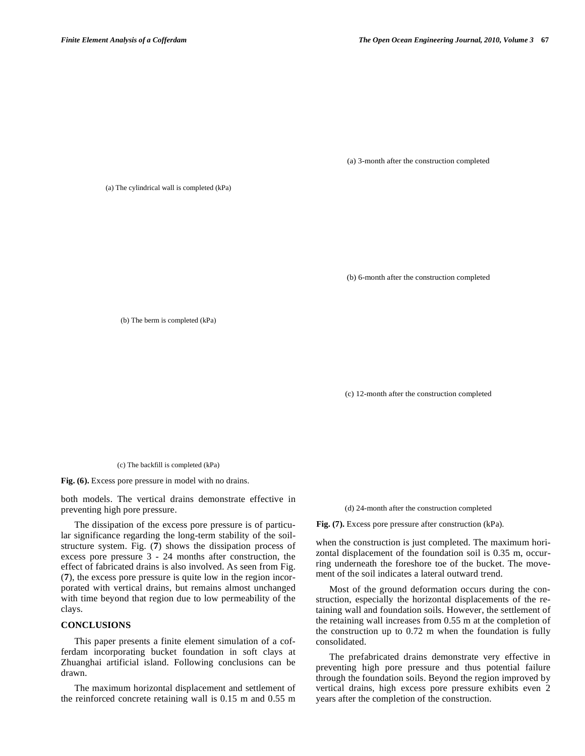(a) The cylindrical wall is completed (kPa)

(b) The berm is completed (kPa)

(c) The backfill is completed (kPa)

**Fig. (6).** Excess pore pressure in model with no drains.

(a) 3-month after the construction completed

(b) 6-month after the construction completed

(c) 12-month after the construction completed

(d) 24-month after the construction completed

**Fig. (7).** Excess pore pressure after construction (kPa).

both models. The vertical drains demonstrate effective in preventing high pore pressure.

The dissipation of the excess pore pressure is of particular significance regarding the long-term stability of the soil-structure system. Fig. (**7**) shows the dissipation process of excess pore pressure 3 - 24 months after construction, the effect of fabricated drains is also involved. As seen from Fig. (**7**), the excess pore pressure is quite low in the region incorporated with vertical drains, but remains almost unchanged with time beyond that region due to low permeability of the clays.

## CONCLUSIONS

This paper presents a finite element simulation of a cofferdam incorporating bucket foundation in soft clays at Zhuanghai artificial island. Following conclusions can be drawn.

The maximum horizontal displacement and settlement of the reinforced concrete retaining wall is 0.15 m and 0.55 m when the construction is just completed. The maximum horizontal displacement of the foundation soil is 0.35 m, occurring underneath the foreshore toe of the bucket. The movement of the soil indicates a lateral outward trend.

Most of the ground deformation occurs during the construction, especially the horizontal displacements of the retaining wall and foundation soils. However, the settlement of the retaining wall increases from 0.55 m at the completion of the construction up to 0.72 m when the foundation is fully consolidated.

The prefabricated drains demonstrate very effective in preventing high pore pressure and thus potential failure through the foundation soils. Beyond the region improved by vertical drains, high excess pore pressure exhibits even 2 years after the completion of the construction.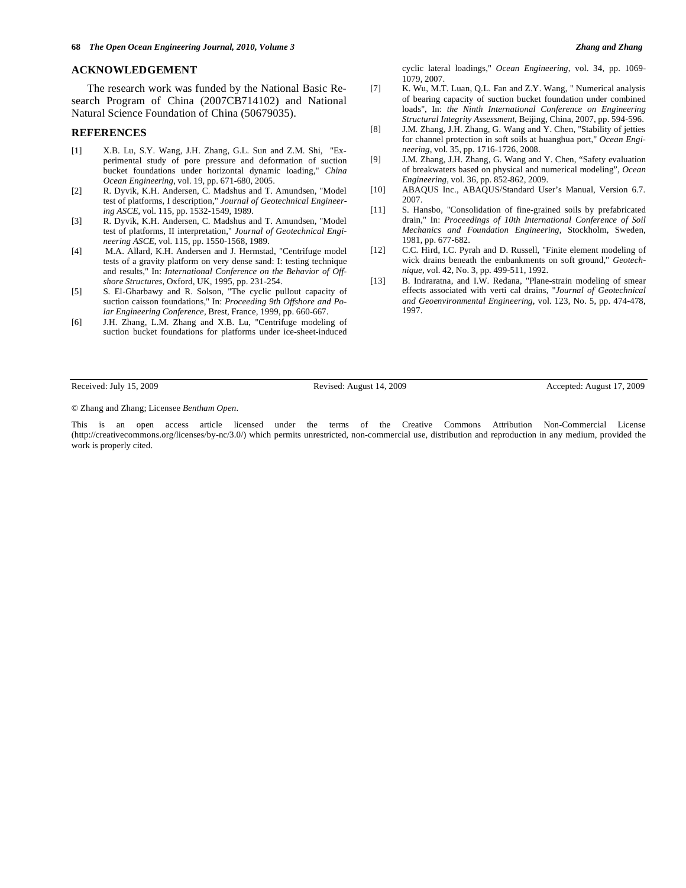## ACKNOWLEDGEMENT

The research work was funded by the National Basic Research Program of China (2007CB714102) and National Natural Science Foundation of China (50679035).

## REFERENCES

[1] X.B. Lu, S.Y. Wang, J.H. Zhang, G.L. Sun and Z.M. Shi, "Experimental study of pore pressure and deformation of suction bucket foundations under horizontal dynamic loading," *China Ocean Engineering*, vol. 19, pp. 671-680, 2005.

[2] R. Dyvik, K.H. Andersen, C. Madshus and T. Amundsen, "Model test of platforms, I description," *Journal of Geotechnical Engineering ASCE*, vol. 115, pp. 1532-1549, 1989.

[3] R. Dyvik, K.H. Andersen, C. Madshus and T. Amundsen, "Model test of platforms, II interpretation," *Journal of Geotechnical Engineering ASCE*, vol. 115, pp. 1550-1568, 1989.

[4] M.A. Allard, K.H. Andersen and J. Hermstad, "Centrifuge model tests of a gravity platform on very dense sand: I: testing technique and results," In: *International Conference on the Behavior of Offshore Structures*, Oxford, UK, 1995, pp. 231-254.

[5] S. El-Gharbawy and R. Solson, "The cyclic pullout capacity of suction caisson foundations," In: *Proceeding 9th Offshore and Polar Engineering Conference*, Brest, France, 1999, pp. 660-667.

[6] J.H. Zhang, L.M. Zhang and X.B. Lu, "Centrifuge modeling of suction bucket foundations for platforms under ice-sheet-induced cyclic lateral loadings," *Ocean Engineering*, vol. 34, pp. 1069-1079, 2007.

[7] K. Wu, M.T. Luan, Q.L. Fan and Z.Y. Wang, " Numerical analysis of bearing capacity of suction bucket foundation under combined loads", In: *the Ninth International Conference on Engineering Structural Integrity Assessment*, Beijing, China, 2007, pp. 594-596.

[8] J.M. Zhang, J.H. Zhang, G. Wang and Y. Chen, "Stability of jetties for channel protection in soft soils at huanghua port," *Ocean Engineering*, vol. 35, pp. 1716-1726, 2008.

[9] J.M. Zhang, J.H. Zhang, G. Wang and Y. Chen, "Safety evaluation of breakwaters based on physical and numerical modeling", *Ocean Engineering*, vol. 36, pp. 852-862, 2009.

[10] ABAQUS Inc., ABAQUS/Standard User's Manual, Version 6.7. 2007.

[11] S. Hansbo, "Consolidation of fine-grained soils by prefabricated drain," In: *Proceedings of 10th International Conference of Soil Mechanics and Foundation Engineering*, Stockholm, Sweden, 1981, pp. 677-682.

[12] C.C. Hird, I.C. Pyrah and D. Russell, "Finite element modeling of wick drains beneath the embankments on soft ground," *Geotechnique*, vol. 42, No. 3, pp. 499-511, 1992.

[13] B. Indraratna, and I.W. Redana, "Plane-strain modeling of smear effects associated with verti cal drains, "*Journal of Geotechnical and Geoenvironmental Engineering*, vol. 123, No. 5, pp. 474-478, 1997.

---

Received: July 15, 2009 Revised: August 14, 2009 Accepted: August 17, 2009

© Zhang and Zhang; Licensee *Bentham Open*.

This is an open access article licensed under the terms of the Creative Commons Attribution Non-Commercial License (http://creativecommons.org/licenses/by-nc/3.0/) which permits unrestricted, non-commercial use, distribution and reproduction in any medium, provided the work is properly cited.